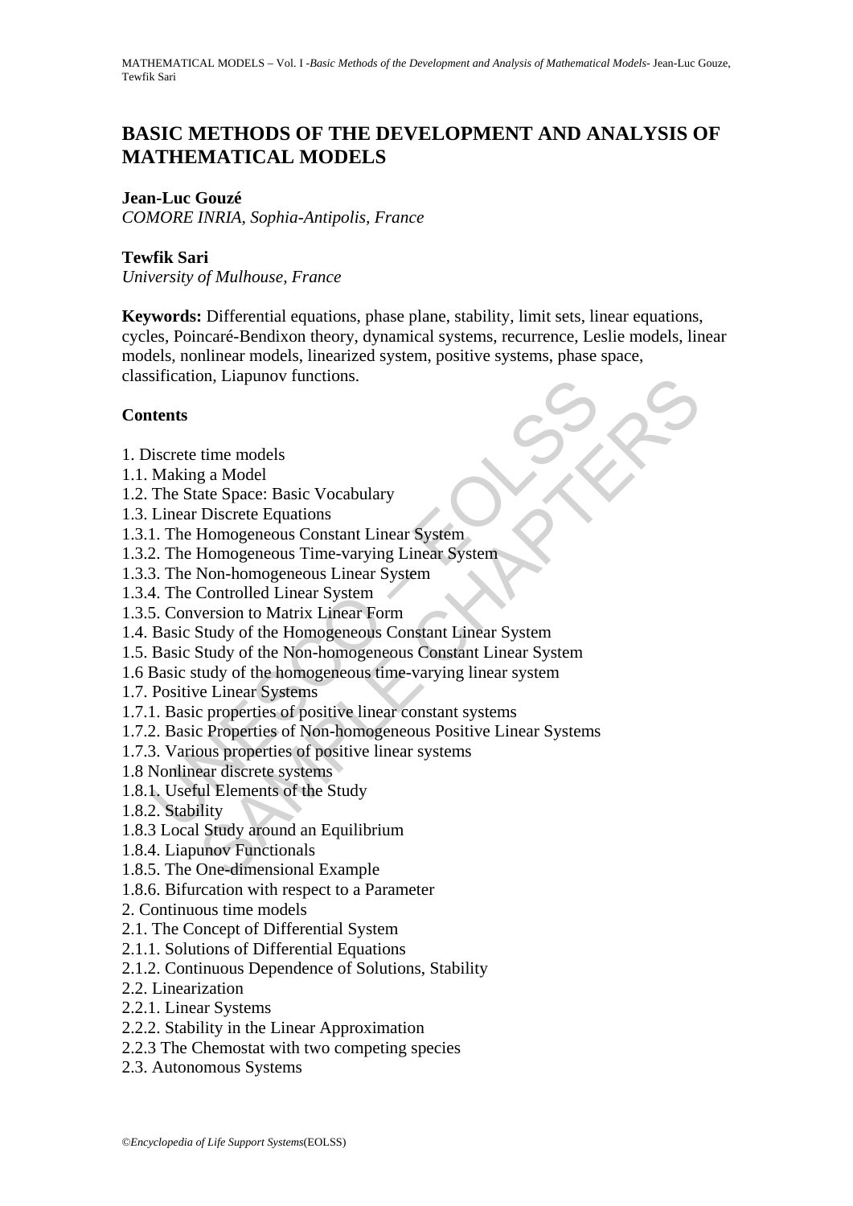# BASIC METHODS OF THE DEVELOPMENT AND ANALYSIS OF MATHEMATICAL MODELS

**Jean-Luc Gouzé**
*COMORE INRIA, Sophia-Antipolis, France*

**Tewfik Sari**
*University of Mulhouse, France*

**Keywords:** Differential equations, phase plane, stability, limit sets, linear equations, cycles, Poincaré-Bendixon theory, dynamical systems, recurrence, Leslie models, linear models, nonlinear models, linearized system, positive systems, phase space, classification, Liapunov functions.

## Contents

1. Discrete time models
1.1. Making a Model
1.2. The State Space: Basic Vocabulary
1.3. Linear Discrete Equations
1.3.1. The Homogeneous Constant Linear System
1.3.2. The Homogeneous Time-varying Linear System
1.3.3. The Non-homogeneous Linear System
1.3.4. The Controlled Linear System
1.3.5. Conversion to Matrix Linear Form
1.4. Basic Study of the Homogeneous Constant Linear System
1.5. Basic Study of the Non-homogeneous Constant Linear System
1.6 Basic study of the homogeneous time-varying linear system
1.7. Positive Linear Systems
1.7.1. Basic properties of positive linear constant systems
1.7.2. Basic Properties of Non-homogeneous Positive Linear Systems
1.7.3. Various properties of positive linear systems
1.8 Nonlinear discrete systems
1.8.1. Useful Elements of the Study
1.8.2. Stability
1.8.3 Local Study around an Equilibrium
1.8.4. Liapunov Functionals
1.8.5. The One-dimensional Example
1.8.6. Bifurcation with respect to a Parameter
2. Continuous time models
2.1. The Concept of Differential System
2.1.1. Solutions of Differential Equations
2.1.2. Continuous Dependence of Solutions, Stability
2.2. Linearization
2.2.1. Linear Systems
2.2.2. Stability in the Linear Approximation
2.2.3 The Chemostat with two competing species
2.3. Autonomous Systems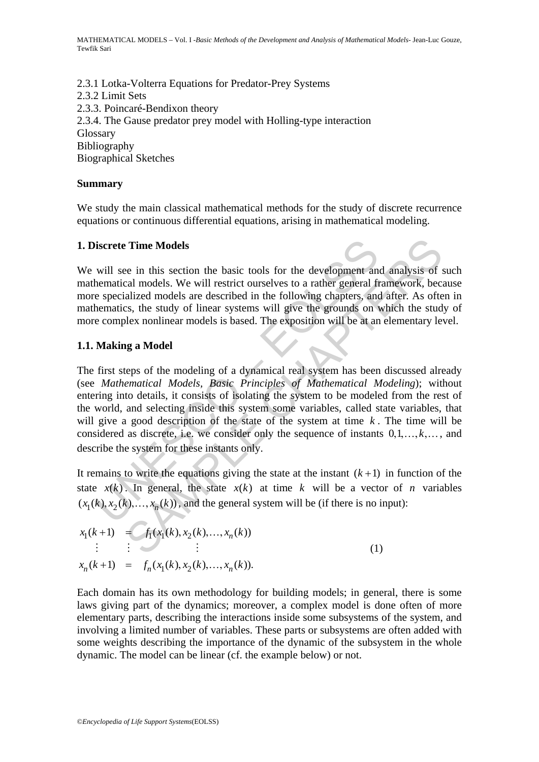2.3.1 Lotka-Volterra Equations for Predator-Prey Systems
2.3.2 Limit Sets
2.3.3. Poincaré-Bendixon theory
2.3.4. The Gause predator prey model with Holling-type interaction
Glossary
Bibliography
Biographical Sketches

## Summary

We study the main classical mathematical methods for the study of discrete recurrence equations or continuous differential equations, arising in mathematical modeling.

## 1. Discrete Time Models

We will see in this section the basic tools for the development and analysis of such mathematical models. We will restrict ourselves to a rather general framework, because more specialized models are described in the following chapters, and after. As often in mathematics, the study of linear systems will give the grounds on which the study of more complex nonlinear models is based. The exposition will be at an elementary level.

### 1.1. Making a Model

The first steps of the modeling of a dynamical real system has been discussed already (see *Mathematical Models, Basic Principles of Mathematical Modeling*); without entering into details, it consists of isolating the system to be modeled from the rest of the world, and selecting inside this system some variables, called state variables, that will give a good description of the state of the system at time $k$. The time will be considered as discrete, i.e. we consider only the sequence of instants $0,1,\dots,k,\dots$, and describe the system for these instants only.

It remains to write the equations giving the state at the instant $(k+1)$ in function of the state $x(k)$. In general, the state $x(k)$ at time $k$ will be a vector of $n$ variables $(x_1(k), x_2(k),\dots, x_n(k))$, and the general system will be (if there is no input):

$$
\begin{array}{rcl}
x_1(k+1) & = & f_1(x_1(k), x_2(k),\dots, x_n(k)) \\
\vdots & \vdots & \vdots \\
x_n(k+1) & = & f_n(x_1(k), x_2(k),\dots, x_n(k)).
\end{array}
\qquad (1)
$$

Each domain has its own methodology for building models; in general, there is some laws giving part of the dynamics; moreover, a complex model is done often of more elementary parts, describing the interactions inside some subsystems of the system, and involving a limited number of variables. These parts or subsystems are often added with some weights describing the importance of the dynamic of the subsystem in the whole dynamic. The model can be linear (cf. the example below) or not.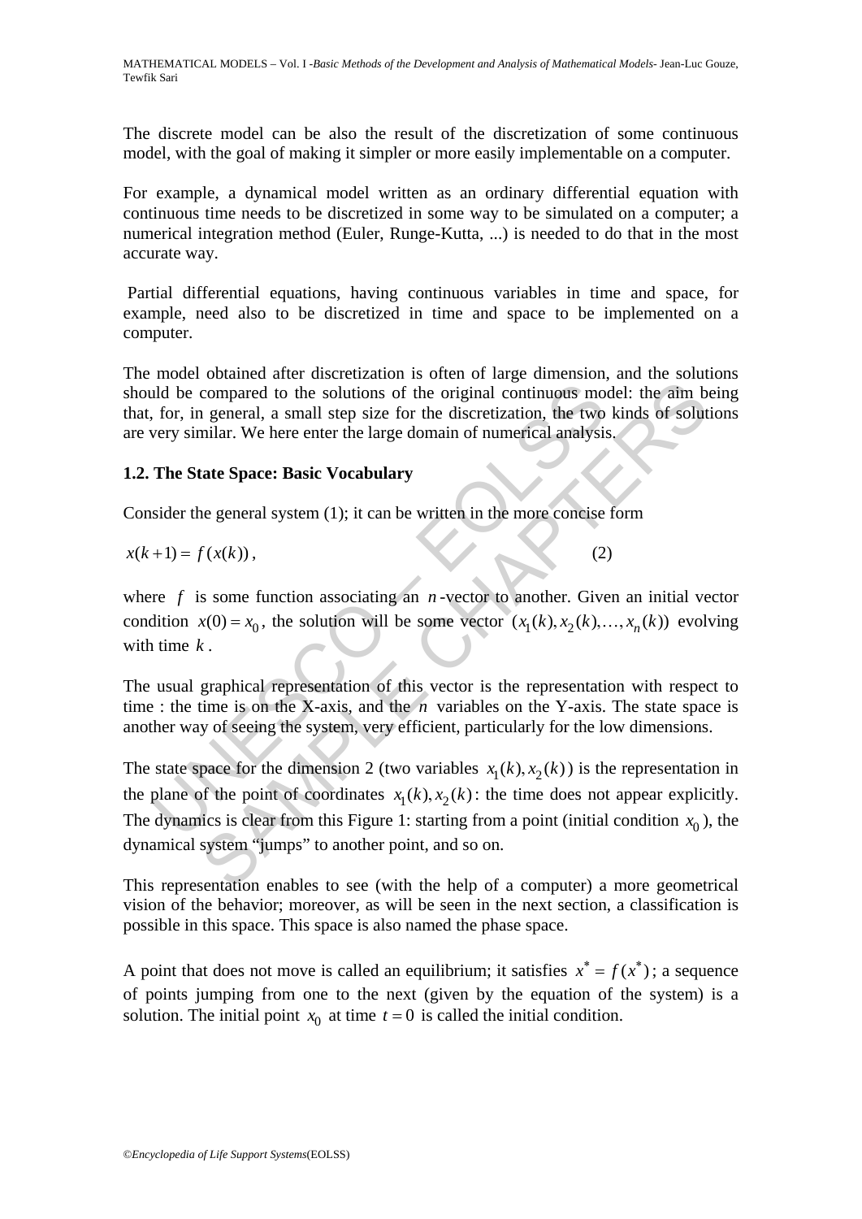The discrete model can be also the result of the discretization of some continuous model, with the goal of making it simpler or more easily implementable on a computer.

For example, a dynamical model written as an ordinary differential equation with continuous time needs to be discretized in some way to be simulated on a computer; a numerical integration method (Euler, Runge-Kutta, ...) is needed to do that in the most accurate way.

Partial differential equations, having continuous variables in time and space, for example, need also to be discretized in time and space to be implemented on a computer.

The model obtained after discretization is often of large dimension, and the solutions should be compared to the solutions of the original continuous model: the aim being that, for, in general, a small step size for the discretization, the two kinds of solutions are very similar. We here enter the large domain of numerical analysis.

## 1.2. The State Space: Basic Vocabulary

Consider the general system (1); it can be written in the more concise form

$$x(k+1) = f(x(k)), \qquad (2)$$

where $f$ is some function associating an $n$-vector to another. Given an initial vector condition $x(0) = x_0$, the solution will be some vector $(x_1(k), x_2(k), \ldots, x_n(k))$ evolving with time $k$.

The usual graphical representation of this vector is the representation with respect to time : the time is on the X-axis, and the $n$ variables on the Y-axis. The state space is another way of seeing the system, very efficient, particularly for the low dimensions.

The state space for the dimension 2 (two variables $x_1(k), x_2(k)$) is the representation in the plane of the point of coordinates $x_1(k), x_2(k)$: the time does not appear explicitly. The dynamics is clear from this Figure 1: starting from a point (initial condition $x_0$), the dynamical system "jumps" to another point, and so on.

This representation enables to see (with the help of a computer) a more geometrical vision of the behavior; moreover, as will be seen in the next section, a classification is possible in this space. This space is also named the phase space.

A point that does not move is called an equilibrium; it satisfies $x^* = f(x^*)$; a sequence of points jumping from one to the next (given by the equation of the system) is a solution. The initial point $x_0$ at time $t = 0$ is called the initial condition.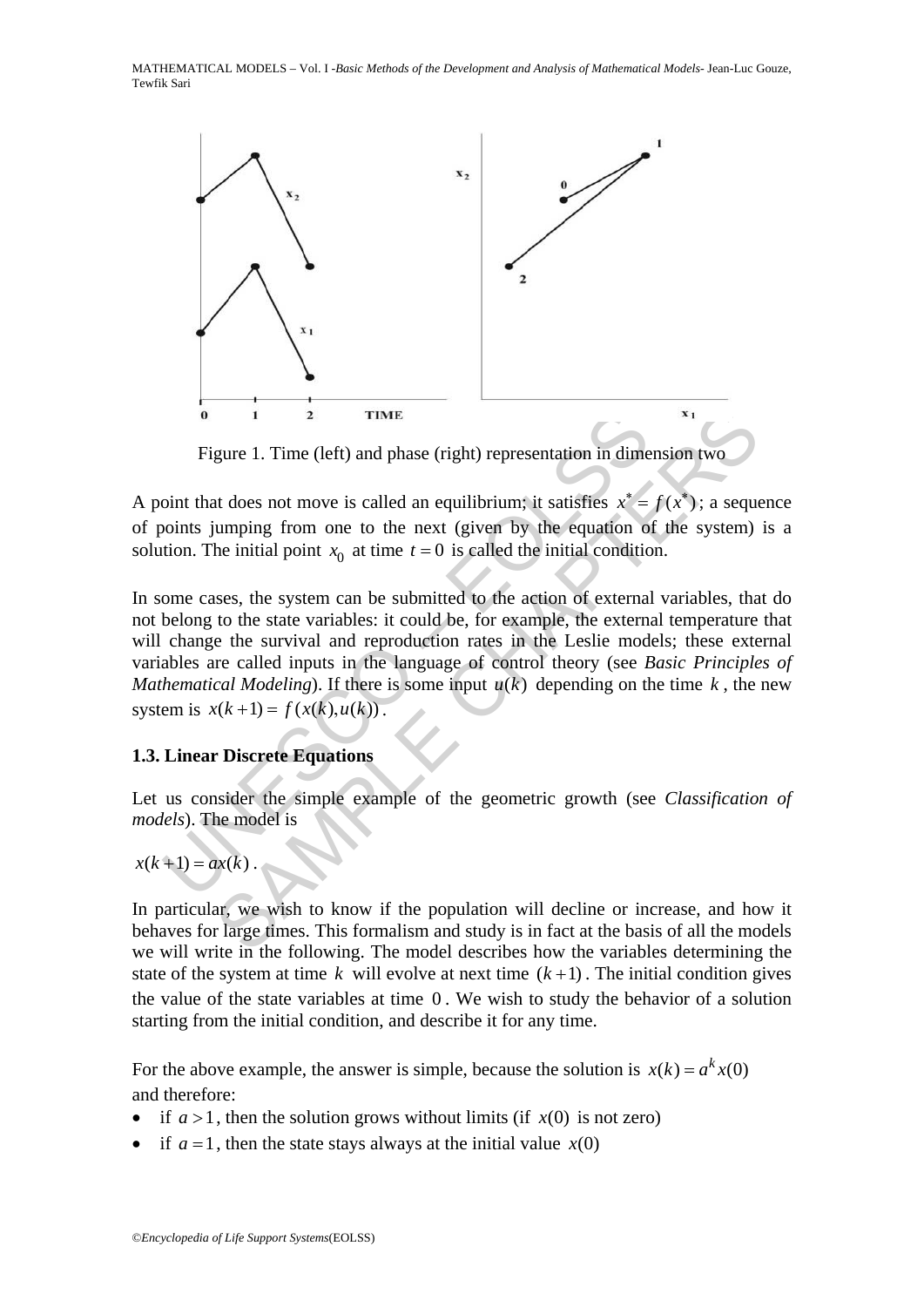Figure 1. Time (left) and phase (right) representation in dimension two

A point that does not move is called an equilibrium; it satisfies $x^* = f(x^*)$; a sequence of points jumping from one to the next (given by the equation of the system) is a solution. The initial point $x_0$ at time $t = 0$ is called the initial condition.

In some cases, the system can be submitted to the action of external variables, that do not belong to the state variables: it could be, for example, the external temperature that will change the survival and reproduction rates in the Leslie models; these external variables are called inputs in the language of control theory (see *Basic Principles of Mathematical Modeling*). If there is some input $u(k)$ depending on the time $k$, the new system is $x(k+1) = f(x(k), u(k))$.

### 1.3. Linear Discrete Equations

Let us consider the simple example of the geometric growth (see *Classification of models*). The model is

$x(k+1) = ax(k)$.

In particular, we wish to know if the population will decline or increase, and how it behaves for large times. This formalism and study is in fact at the basis of all the models we will write in the following. The model describes how the variables determining the state of the system at time $k$ will evolve at next time $(k+1)$. The initial condition gives the value of the state variables at time $0$. We wish to study the behavior of a solution starting from the initial condition, and describe it for any time.

For the above example, the answer is simple, because the solution is $x(k) = a^k x(0)$ and therefore:

- if $a > 1$, then the solution grows without limits (if $x(0)$ is not zero)
- if $a = 1$, then the state stays always at the initial value $x(0)$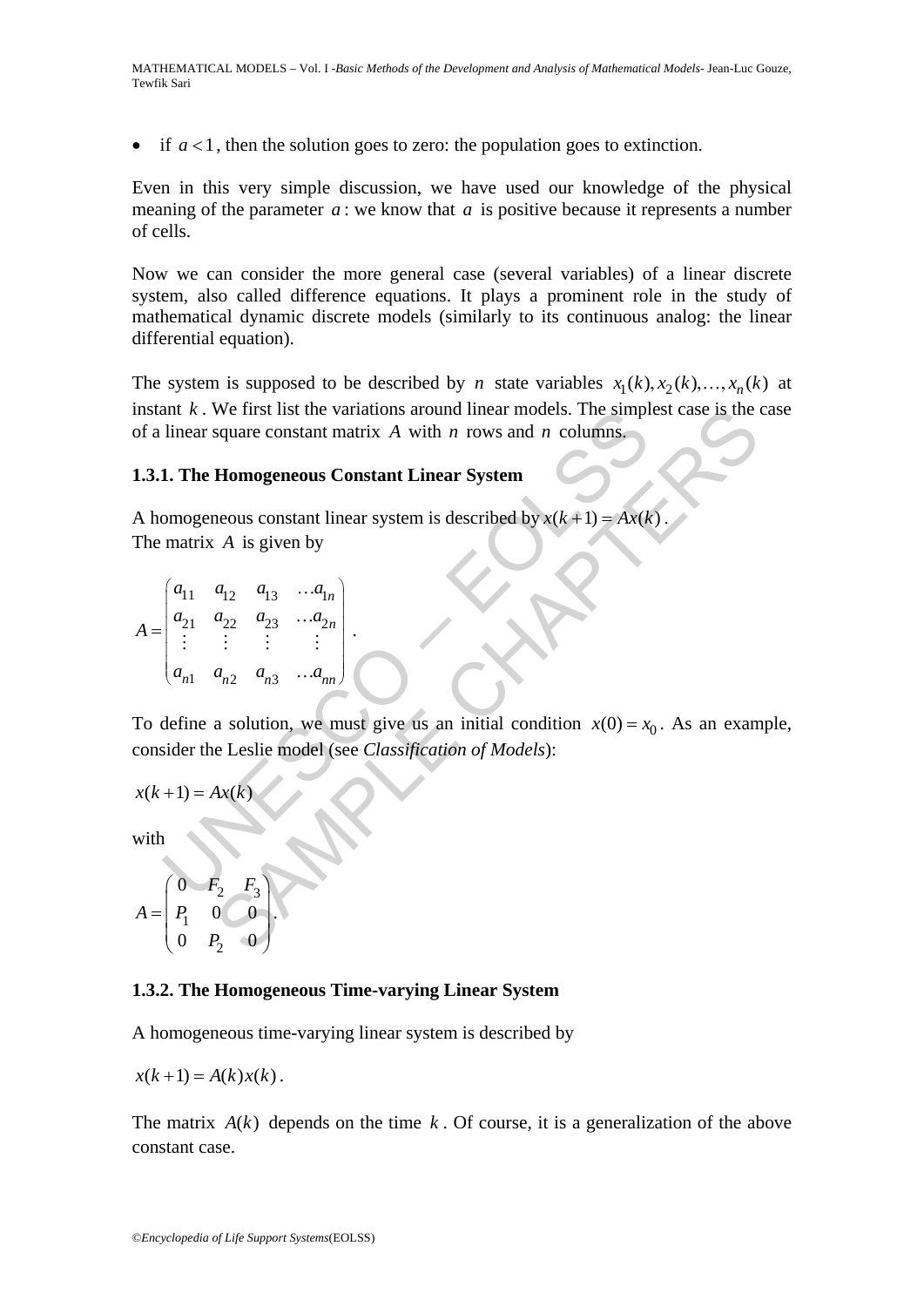- if $a < 1$, then the solution goes to zero: the population goes to extinction.

Even in this very simple discussion, we have used our knowledge of the physical meaning of the parameter $a$: we know that $a$ is positive because it represents a number of cells.

Now we can consider the more general case (several variables) of a linear discrete system, also called difference equations. It plays a prominent role in the study of mathematical dynamic discrete models (similarly to its continuous analog: the linear differential equation).

The system is supposed to be described by $n$ state variables $x_1(k), x_2(k), \ldots, x_n(k)$ at instant $k$. We first list the variations around linear models. The simplest case is the case of a linear square constant matrix $A$ with $n$ rows and $n$ columns.

### 1.3.1. The Homogeneous Constant Linear System

A homogeneous constant linear system is described by $x(k+1) = Ax(k)$.
The matrix $A$ is given by

$$A = \begin{pmatrix} a_{11} & a_{12} & a_{13} & \ldots a_{1n} \\ a_{21} & a_{22} & a_{23} & \ldots a_{2n} \\ \vdots & \vdots & \vdots & \vdots \\ a_{n1} & a_{n2} & a_{n3} & \ldots a_{nn} \end{pmatrix}.$$

To define a solution, we must give us an initial condition $x(0) = x_0$. As an example, consider the Leslie model (see *Classification of Models*):

$$x(k+1) = Ax(k)$$

with

$$A = \begin{pmatrix} 0 & F_2 & F_3 \\ P_1 & 0 & 0 \\ 0 & P_2 & 0 \end{pmatrix}.$$

### 1.3.2. The Homogeneous Time-varying Linear System

A homogeneous time-varying linear system is described by

$$x(k+1) = A(k)x(k).$$

The matrix $A(k)$ depends on the time $k$. Of course, it is a generalization of the above constant case.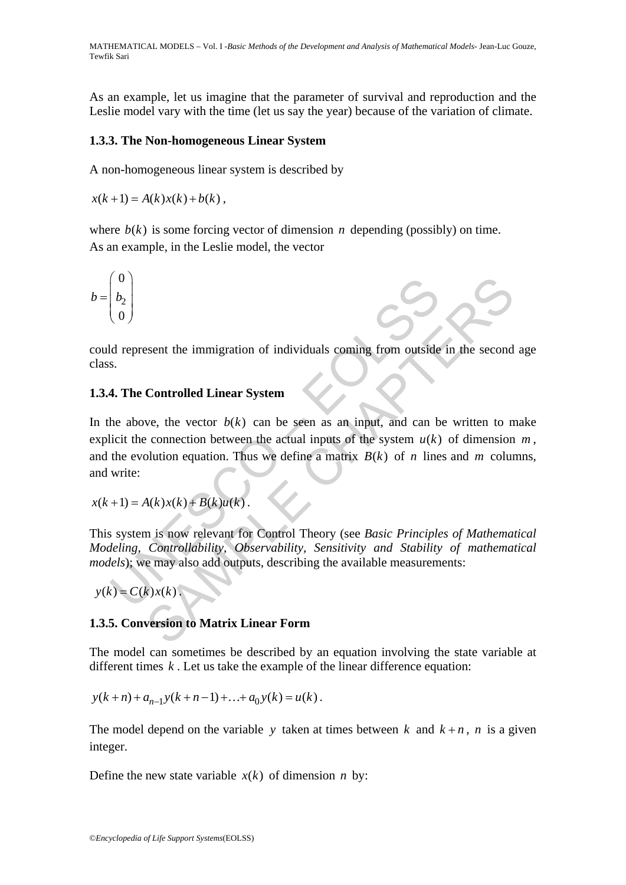As an example, let us imagine that the parameter of survival and reproduction and the Leslie model vary with the time (let us say the year) because of the variation of climate.

### 1.3.3. The Non-homogeneous Linear System

A non-homogeneous linear system is described by

$$x(k+1) = A(k)x(k) + b(k),$$

where $b(k)$ is some forcing vector of dimension $n$ depending (possibly) on time.
As an example, in the Leslie model, the vector

$$b = \begin{pmatrix} 0 \\ b_2 \\ 0 \end{pmatrix}$$

could represent the immigration of individuals coming from outside in the second age class.

### 1.3.4. The Controlled Linear System

In the above, the vector $b(k)$ can be seen as an input, and can be written to make explicit the connection between the actual inputs of the system $u(k)$ of dimension $m$, and the evolution equation. Thus we define a matrix $B(k)$ of $n$ lines and $m$ columns, and write:

$$x(k+1) = A(k)x(k) + B(k)u(k).$$

This system is now relevant for Control Theory (see *Basic Principles of Mathematical Modeling, Controllability, Observability, Sensitivity and Stability of mathematical models*); we may also add outputs, describing the available measurements:

$$y(k) = C(k)x(k).$$

### 1.3.5. Conversion to Matrix Linear Form

The model can sometimes be described by an equation involving the state variable at different times $k$. Let us take the example of the linear difference equation:

$$y(k+n) + a_{n-1}y(k+n-1) + \ldots + a_0 y(k) = u(k).$$

The model depend on the variable $y$ taken at times between $k$ and $k+n$, $n$ is a given integer.

Define the new state variable $x(k)$ of dimension $n$ by: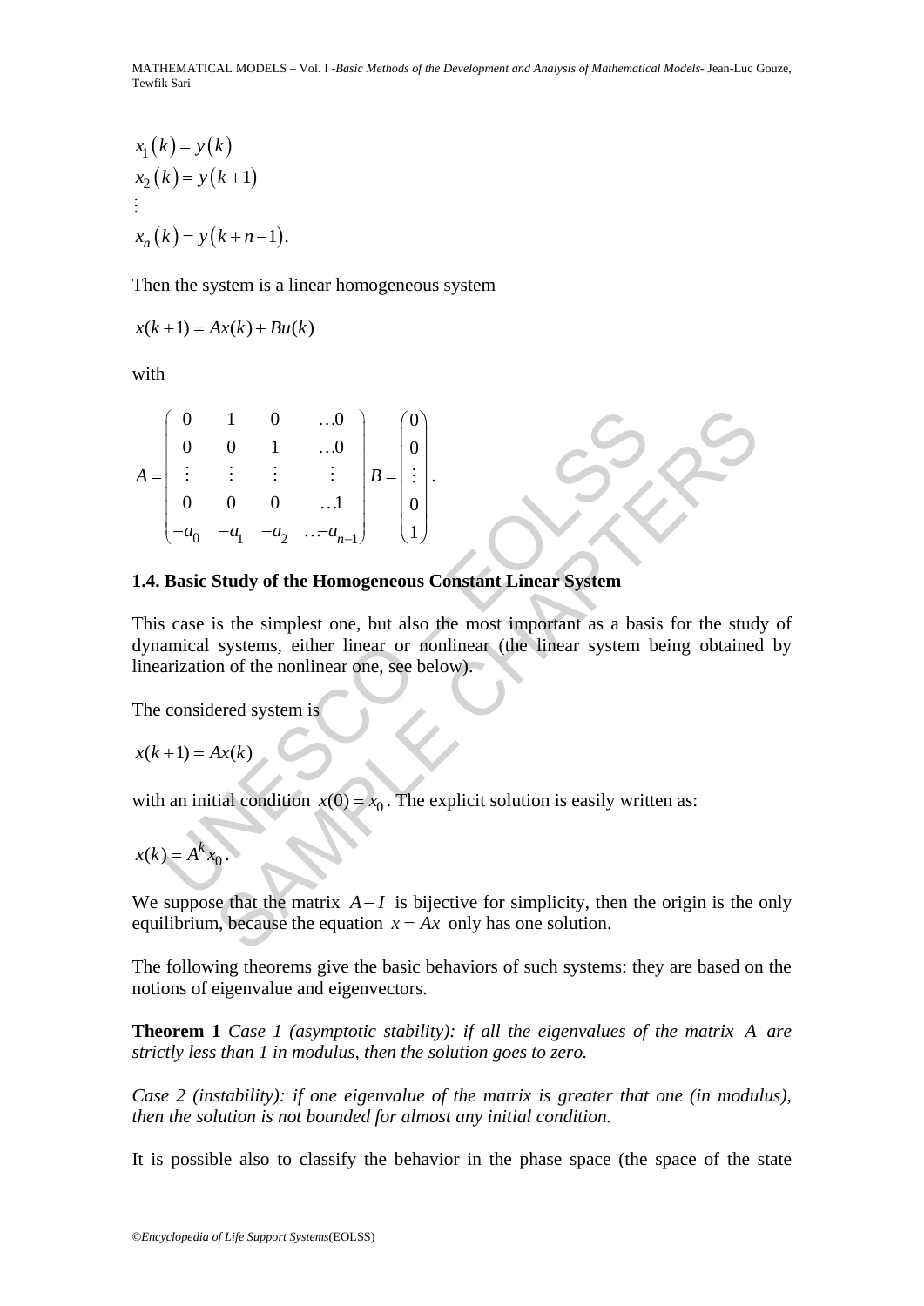$$x_1(k) = y(k)$$
$$x_2(k) = y(k+1)$$
$$\vdots$$
$$x_n(k) = y(k+n-1).$$

Then the system is a linear homogeneous system

$$x(k+1) = Ax(k) + Bu(k)$$

with

$$A = \begin{pmatrix} 0 & 1 & 0 & \ldots 0 \\ 0 & 0 & 1 & \ldots 0 \\ \vdots & \vdots & \vdots & \vdots \\ 0 & 0 & 0 & \ldots 1 \\ -a_0 & -a_1 & -a_2 & \ldots -a_{n-1} \end{pmatrix} B = \begin{pmatrix} 0 \\ 0 \\ \vdots \\ 0 \\ 1 \end{pmatrix}.$$

### 1.4. Basic Study of the Homogeneous Constant Linear System

This case is the simplest one, but also the most important as a basis for the study of dynamical systems, either linear or nonlinear (the linear system being obtained by linearization of the nonlinear one, see below).

The considered system is

$$x(k+1) = Ax(k)$$

with an initial condition $x(0) = x_0$. The explicit solution is easily written as:

$$x(k) = A^k x_0.$$

We suppose that the matrix $A - I$ is bijective for simplicity, then the origin is the only equilibrium, because the equation $x = Ax$ only has one solution.

The following theorems give the basic behaviors of such systems: they are based on the notions of eigenvalue and eigenvectors.

**Theorem 1** *Case 1 (asymptotic stability): if all the eigenvalues of the matrix $A$ are strictly less than 1 in modulus, then the solution goes to zero.*

*Case 2 (instability): if one eigenvalue of the matrix is greater that one (in modulus), then the solution is not bounded for almost any initial condition.*

It is possible also to classify the behavior in the phase space (the space of the state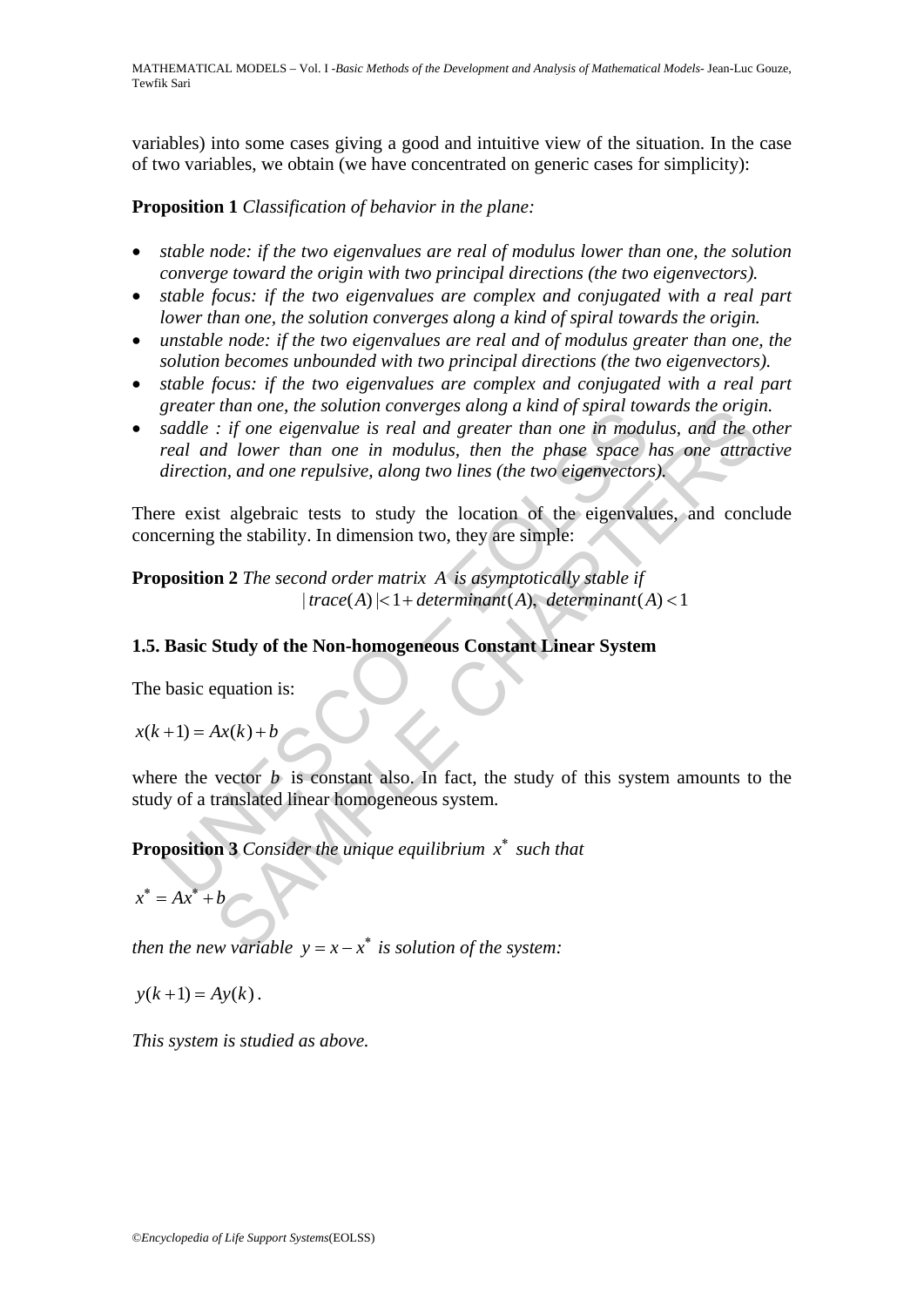variables) into some cases giving a good and intuitive view of the situation. In the case of two variables, we obtain (we have concentrated on generic cases for simplicity):

**Proposition 1** *Classification of behavior in the plane:*

- *stable node: if the two eigenvalues are real of modulus lower than one, the solution converge toward the origin with two principal directions (the two eigenvectors).*
- *stable focus: if the two eigenvalues are complex and conjugated with a real part lower than one, the solution converges along a kind of spiral towards the origin.*
- *unstable node: if the two eigenvalues are real and of modulus greater than one, the solution becomes unbounded with two principal directions (the two eigenvectors).*
- *stable focus: if the two eigenvalues are complex and conjugated with a real part greater than one, the solution converges along a kind of spiral towards the origin.*
- *saddle : if one eigenvalue is real and greater than one in modulus, and the other real and lower than one in modulus, then the phase space has one attractive direction, and one repulsive, along two lines (the two eigenvectors).*

There exist algebraic tests to study the location of the eigenvalues, and conclude concerning the stability. In dimension two, they are simple:

**Proposition 2** *The second order matrix $A$ is asymptotically stable if*

$$|trace(A)| < 1 + determinant(A), \ \ determinant(A) < 1$$

### 1.5. Basic Study of the Non-homogeneous Constant Linear System

The basic equation is:

$$x(k+1) = Ax(k) + b$$

where the vector $b$ is constant also. In fact, the study of this system amounts to the study of a translated linear homogeneous system.

**Proposition 3** *Consider the unique equilibrium $x^*$ such that*

$$x^* = Ax^* + b$$

*then the new variable $y = x - x^*$ is solution of the system:*

$$y(k+1) = Ay(k).$$

*This system is studied as above.*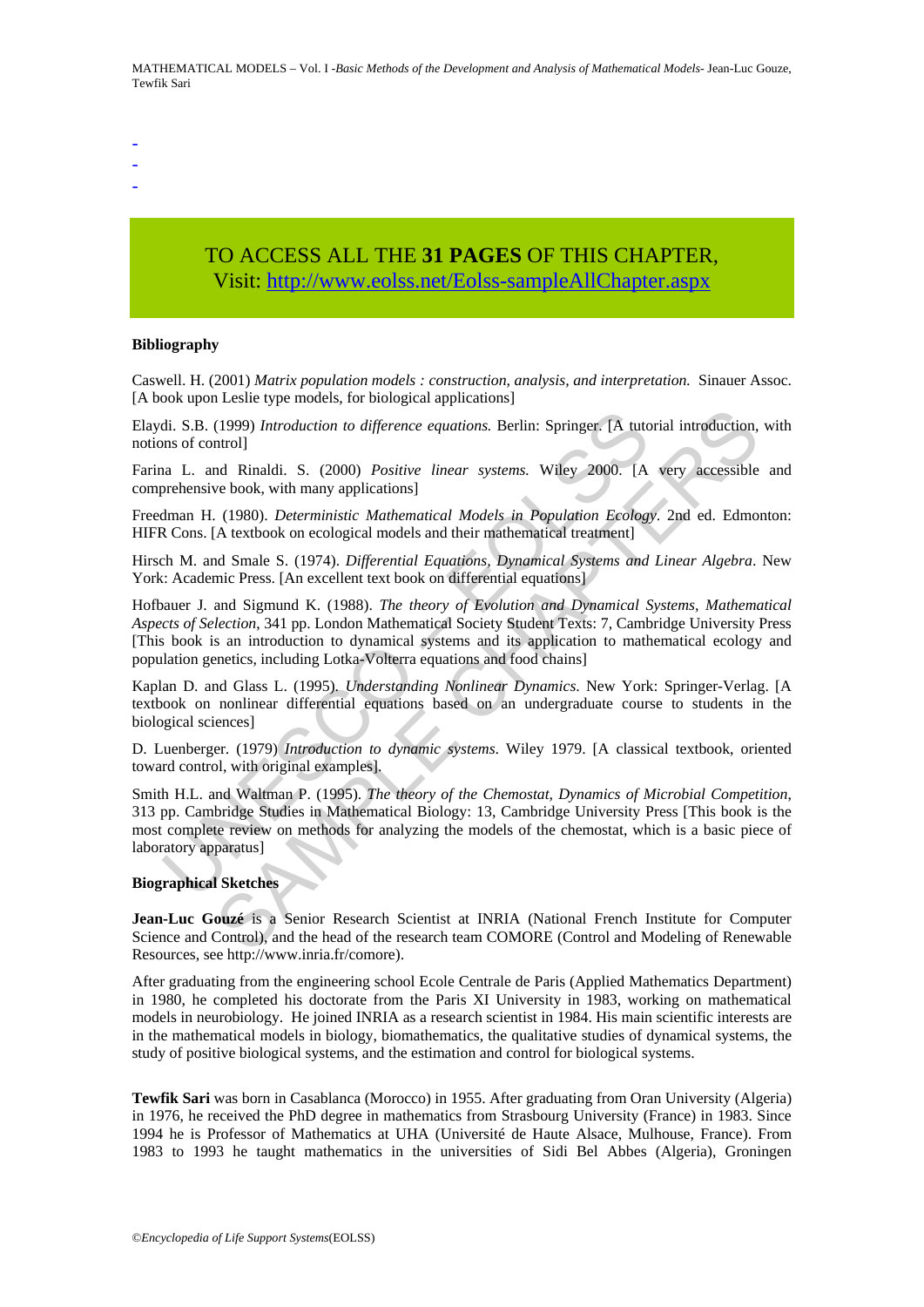-
-
-

TO ACCESS ALL THE **31 PAGES** OF THIS CHAPTER,
Visit: http://www.eolss.net/Eolss-sampleAllChapter.aspx

**Bibliography**

Caswell. H. (2001) *Matrix population models : construction, analysis, and interpretation.* Sinauer Assoc. [A book upon Leslie type models, for biological applications]

Elaydi. S.B. (1999) *Introduction to difference equations.* Berlin: Springer. [A tutorial introduction, with notions of control]

Farina L. and Rinaldi. S. (2000) *Positive linear systems.* Wiley 2000. [A very accessible and comprehensive book, with many applications]

Freedman H. (1980). *Deterministic Mathematical Models in Population Ecology*. 2nd ed. Edmonton: HIFR Cons. [A textbook on ecological models and their mathematical treatment]

Hirsch M. and Smale S. (1974). *Differential Equations, Dynamical Systems and Linear Algebra*. New York: Academic Press. [An excellent text book on differential equations]

Hofbauer J. and Sigmund K. (1988). *The theory of Evolution and Dynamical Systems, Mathematical Aspects of Selection*, 341 pp. London Mathematical Society Student Texts: 7, Cambridge University Press [This book is an introduction to dynamical systems and its application to mathematical ecology and population genetics, including Lotka-Volterra equations and food chains]

Kaplan D. and Glass L. (1995). *Understanding Nonlinear Dynamics.* New York: Springer-Verlag. [A textbook on nonlinear differential equations based on an undergraduate course to students in the biological sciences]

D. Luenberger. (1979) *Introduction to dynamic systems*. Wiley 1979. [A classical textbook, oriented toward control, with original examples].

Smith H.L. and Waltman P. (1995). *The theory of the Chemostat, Dynamics of Microbial Competition*, 313 pp. Cambridge Studies in Mathematical Biology: 13, Cambridge University Press [This book is the most complete review on methods for analyzing the models of the chemostat, which is a basic piece of laboratory apparatus]

**Biographical Sketches**

**Jean-Luc Gouzé** is a Senior Research Scientist at INRIA (National French Institute for Computer Science and Control), and the head of the research team COMORE (Control and Modeling of Renewable Resources, see http://www.inria.fr/comore).

After graduating from the engineering school Ecole Centrale de Paris (Applied Mathematics Department) in 1980, he completed his doctorate from the Paris XI University in 1983, working on mathematical models in neurobiology. He joined INRIA as a research scientist in 1984. His main scientific interests are in the mathematical models in biology, biomathematics, the qualitative studies of dynamical systems, the study of positive biological systems, and the estimation and control for biological systems.

**Tewfik Sari** was born in Casablanca (Morocco) in 1955. After graduating from Oran University (Algeria) in 1976, he received the PhD degree in mathematics from Strasbourg University (France) in 1983. Since 1994 he is Professor of Mathematics at UHA (Université de Haute Alsace, Mulhouse, France). From 1983 to 1993 he taught mathematics in the universities of Sidi Bel Abbes (Algeria), Groningen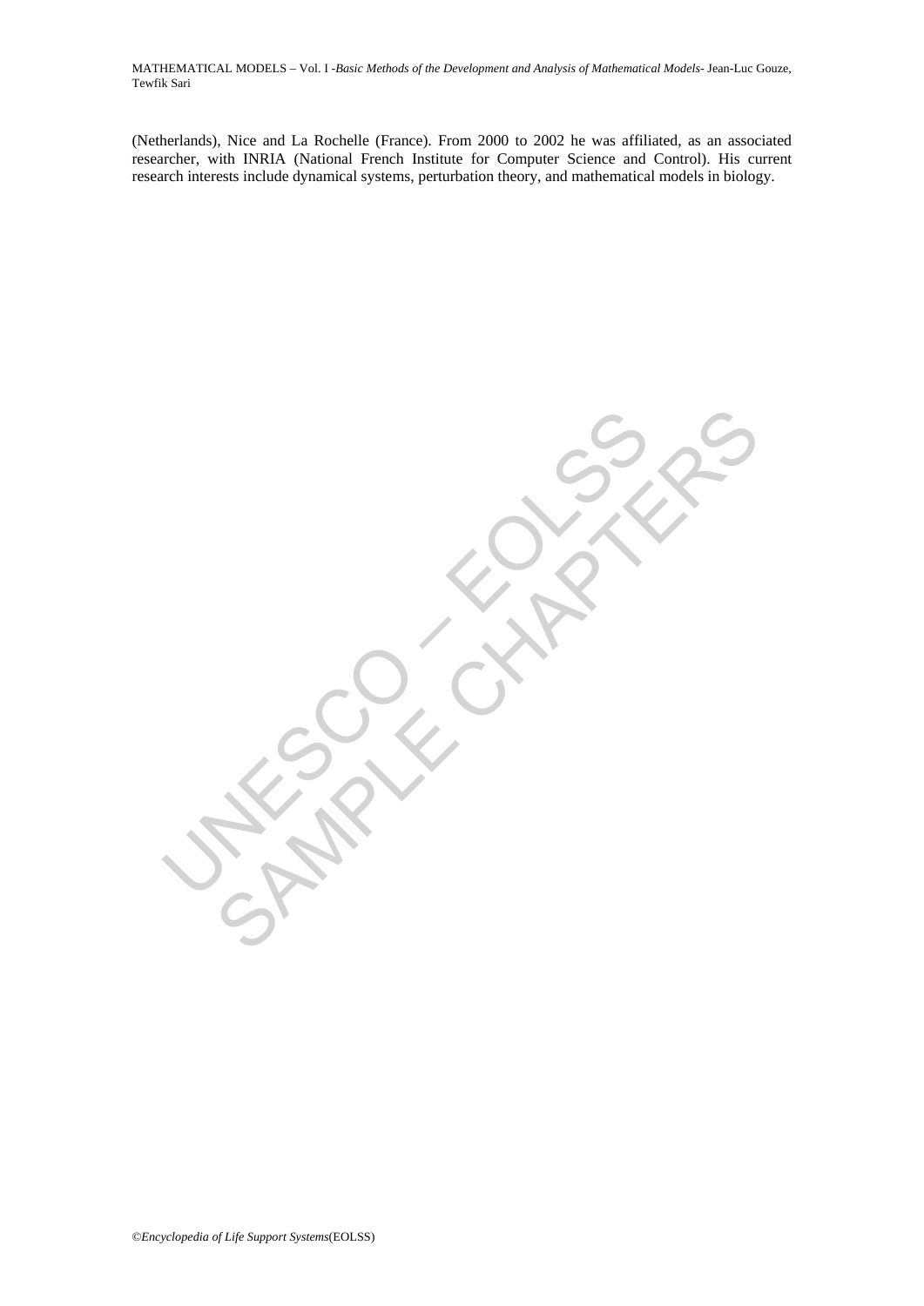(Netherlands), Nice and La Rochelle (France). From 2000 to 2002 he was affiliated, as an associated researcher, with INRIA (National French Institute for Computer Science and Control). His current research interests include dynamical systems, perturbation theory, and mathematical models in biology.